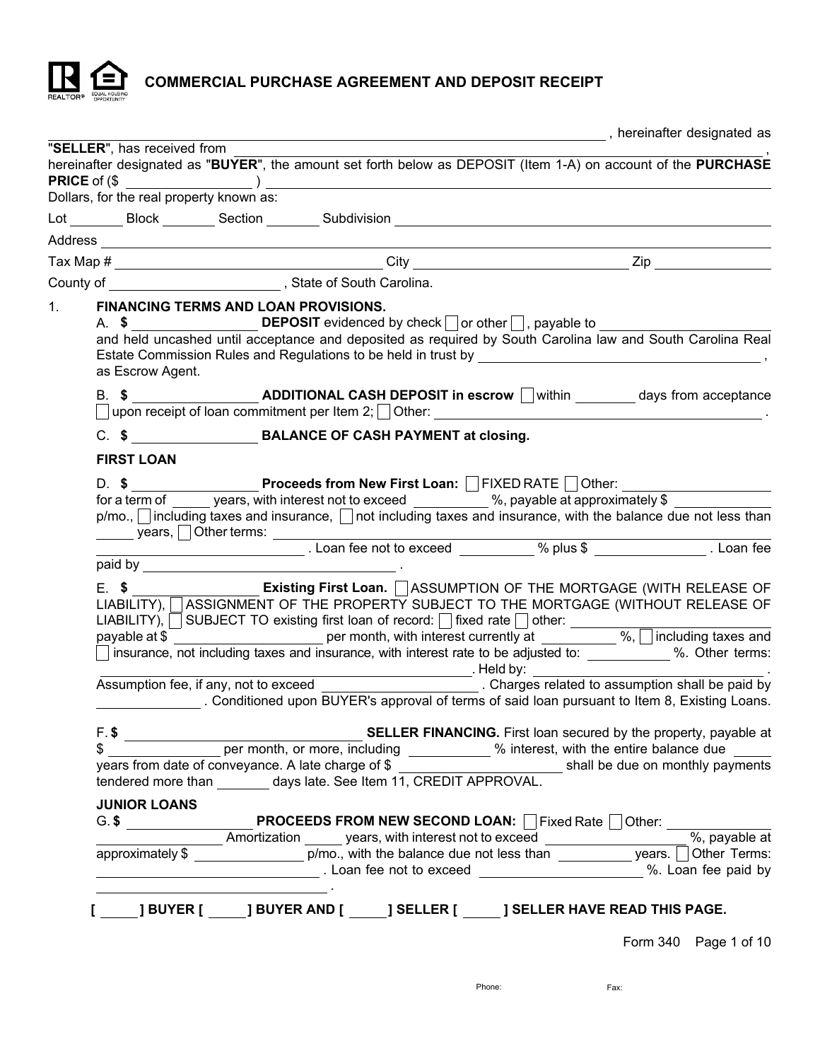# COMMERCIAL PURCHASE AGREEMENT AND DEPOSIT RECEIPT

\_\_\_\_\_\_\_\_\_\_\_\_\_\_\_\_\_\_\_\_\_\_\_\_\_\_\_\_\_\_\_\_\_\_\_\_\_\_\_\_\_\_\_\_\_\_\_\_\_\_\_\_\_\_\_\_\_\_\_\_\_\_\_\_\_\_ , hereinafter designated as "**SELLER**", has received from \_\_\_\_\_\_\_\_\_\_\_\_\_\_\_\_\_\_\_\_\_\_\_\_\_\_\_\_\_\_\_\_\_\_\_\_\_\_\_\_\_\_\_\_\_\_\_\_\_\_\_\_\_\_\_\_\_\_\_\_ , hereinafter designated as "**BUYER**", the amount set forth below as DEPOSIT (Item 1-A) on account of the **PURCHASE PRICE** of ($ \_\_\_\_\_\_\_\_\_\_\_\_\_\_ ) \_\_\_\_\_\_\_\_\_\_\_\_\_\_\_\_\_\_\_\_\_\_\_\_\_\_\_\_\_\_\_\_\_\_\_\_\_\_\_\_\_\_\_\_\_\_\_\_\_\_\_\_\_\_\_\_\_\_
Dollars, for the real property known as:

Lot \_\_\_\_\_\_\_ Block \_\_\_\_\_\_\_ Section \_\_\_\_\_\_\_ Subdivision \_\_\_\_\_\_\_\_\_\_\_\_\_\_\_\_\_\_\_\_\_\_\_\_\_\_\_\_\_\_\_\_\_\_\_\_\_\_\_\_\_\_\_\_\_\_

Address \_\_\_\_\_\_\_\_\_\_\_\_\_\_\_\_\_\_\_\_\_\_\_\_\_\_\_\_\_\_\_\_\_\_\_\_\_\_\_\_\_\_\_\_\_\_\_\_\_\_\_\_\_\_\_\_\_\_\_\_\_\_\_\_\_\_\_\_\_\_\_\_\_\_\_\_\_\_\_\_

Tax Map # \_\_\_\_\_\_\_\_\_\_\_\_\_\_\_\_\_\_\_\_\_\_\_\_\_\_\_\_\_\_\_\_ City \_\_\_\_\_\_\_\_\_\_\_\_\_\_\_\_\_\_\_\_\_\_\_\_\_\_\_\_ Zip \_\_\_\_\_\_\_\_\_\_\_\_\_\_

County of \_\_\_\_\_\_\_\_\_\_\_\_\_\_\_\_\_\_\_\_\_\_ , State of South Carolina.

1. **FINANCING TERMS AND LOAN PROVISIONS.**

A. **$** \_\_\_\_\_\_\_\_\_\_\_\_\_\_\_ **DEPOSIT** evidenced by check ☐ or other ☐, payable to \_\_\_\_\_\_\_\_\_\_\_\_\_\_\_\_\_\_\_\_\_\_\_\_ and held uncashed until acceptance and deposited as required by South Carolina law and South Carolina Real Estate Commission Rules and Regulations to be held in trust by \_\_\_\_\_\_\_\_\_\_\_\_\_\_\_\_\_\_\_\_\_\_\_\_\_\_\_\_\_\_\_\_\_\_\_\_\_\_\_\_\_ , as Escrow Agent.

B. **$** \_\_\_\_\_\_\_\_\_\_\_\_\_\_\_ **ADDITIONAL CASH DEPOSIT in escrow** ☐ within \_\_\_\_\_\_\_\_ days from acceptance ☐ upon receipt of loan commitment per Item 2; ☐ Other: \_\_\_\_\_\_\_\_\_\_\_\_\_\_\_\_\_\_\_\_\_\_\_\_\_\_\_\_\_\_\_\_\_\_\_\_\_\_\_\_\_\_\_\_\_ .

C. **$** \_\_\_\_\_\_\_\_\_\_\_\_\_\_\_ **BALANCE OF CASH PAYMENT at closing.**

**FIRST LOAN**

D. **$** \_\_\_\_\_\_\_\_\_\_\_\_\_\_\_ **Proceeds from New First Loan:** ☐ FIXED RATE ☐ Other: \_\_\_\_\_\_\_\_\_\_\_\_\_\_\_\_\_\_\_\_ for a term of \_\_\_\_\_ years, with interest not to exceed \_\_\_\_\_\_\_\_\_ %, payable at approximately $ \_\_\_\_\_\_\_\_\_\_\_\_ p/mo., ☐ including taxes and insurance, ☐ not including taxes and insurance, with the balance due not less than \_\_\_\_\_ years, ☐ Other terms: \_\_\_\_\_\_\_\_\_\_\_\_\_\_\_\_\_\_\_\_\_\_\_\_\_\_\_\_\_\_\_\_\_\_\_\_\_\_\_\_\_\_\_\_\_\_\_\_\_\_\_\_\_\_\_\_\_\_\_\_\_\_\_\_\_\_\_\_\_\_\_\_ \_\_\_\_\_\_\_\_\_\_\_\_\_\_\_\_\_\_\_\_\_\_\_\_\_\_\_\_\_\_\_\_\_ . Loan fee not to exceed \_\_\_\_\_\_\_\_\_\_ % plus $ \_\_\_\_\_\_\_\_\_\_\_\_\_\_\_ . Loan fee paid by \_\_\_\_\_\_\_\_\_\_\_\_\_\_\_\_\_\_\_\_\_\_\_\_\_\_\_\_\_\_\_\_\_\_\_ .

E. **$** \_\_\_\_\_\_\_\_\_\_\_\_\_\_\_ **Existing First Loan.** ☐ ASSUMPTION OF THE MORTGAGE (WITH RELEASE OF LIABILITY), ☐ ASSIGNMENT OF THE PROPERTY SUBJECT TO THE MORTGAGE (WITHOUT RELEASE OF LIABILITY), ☐ SUBJECT TO existing first loan of record: ☐ fixed rate ☐ other: \_\_\_\_\_\_\_\_\_\_\_\_\_\_\_\_\_\_\_\_\_\_\_ payable at $ \_\_\_\_\_\_\_\_\_\_\_\_\_\_\_\_\_\_\_ per month, with interest currently at \_\_\_\_\_\_\_\_\_\_ %, ☐ including taxes and ☐ insurance, not including taxes and insurance, with interest rate to be adjusted to: \_\_\_\_\_\_\_\_\_\_\_ %. Other terms: \_\_\_\_\_\_\_\_\_\_\_\_\_\_\_\_\_\_\_\_\_\_\_\_\_\_\_\_\_\_\_\_\_\_\_\_\_\_\_\_\_\_\_\_\_\_\_\_\_\_\_\_\_ . Held by: \_\_\_\_\_\_\_\_\_\_\_\_\_\_\_\_\_\_\_\_\_\_\_\_\_\_\_\_\_\_\_ . Assumption fee, if any, not to exceed \_\_\_\_\_\_\_\_\_\_\_\_\_\_\_\_\_\_\_\_ . Charges related to assumption shall be paid by \_\_\_\_\_\_\_\_\_\_\_\_\_\_ . Conditioned upon BUYER's approval of terms of said loan pursuant to Item 8, Existing Loans.

F. **$** \_\_\_\_\_\_\_\_\_\_\_\_\_\_\_\_\_\_\_\_\_\_\_\_\_\_\_\_\_\_\_\_\_ **SELLER FINANCING.** First loan secured by the property, payable at $ \_\_\_\_\_\_\_\_\_\_\_\_\_\_ per month, or more, including \_\_\_\_\_\_\_\_\_\_ % interest, with the entire balance due \_\_\_\_\_ years from date of conveyance. A late charge of $ \_\_\_\_\_\_\_\_\_\_\_\_\_\_\_\_\_\_\_\_\_ shall be due on monthly payments tendered more than \_\_\_\_\_\_\_ days late. See Item 11, CREDIT APPROVAL.

**JUNIOR LOANS**

G. **$** \_\_\_\_\_\_\_\_\_\_\_\_\_\_\_\_\_ **PROCEEDS FROM NEW SECOND LOAN:** ☐ Fixed Rate ☐ Other: \_\_\_\_\_\_\_\_\_\_\_\_\_\_\_\_\_\_\_\_ Amortization \_\_\_\_\_ years, with interest not to exceed \_\_\_\_\_\_\_\_\_\_\_\_\_\_\_\_\_\_\_\_ %, payable at approximately $ \_\_\_\_\_\_\_\_\_\_\_\_\_\_\_ p/mo., with the balance due not less than \_\_\_\_\_\_\_\_\_\_ years. ☐ Other Terms: \_\_\_\_\_\_\_\_\_\_\_\_\_\_\_\_\_\_\_\_\_\_\_\_\_\_\_\_\_\_\_\_ . Loan fee not to exceed \_\_\_\_\_\_\_\_\_\_\_\_\_\_\_\_\_\_\_\_\_\_ %. Loan fee paid by \_\_\_\_\_\_\_\_\_\_\_\_\_\_\_\_\_\_\_\_\_\_\_\_\_\_\_\_\_\_\_\_\_\_\_ .

**[ \_\_\_\_\_ ] BUYER [ \_\_\_\_\_ ] BUYER AND [ \_\_\_\_\_ ] SELLER [ \_\_\_\_\_ ] SELLER HAVE READ THIS PAGE.**

Form 340

Phone: Fax: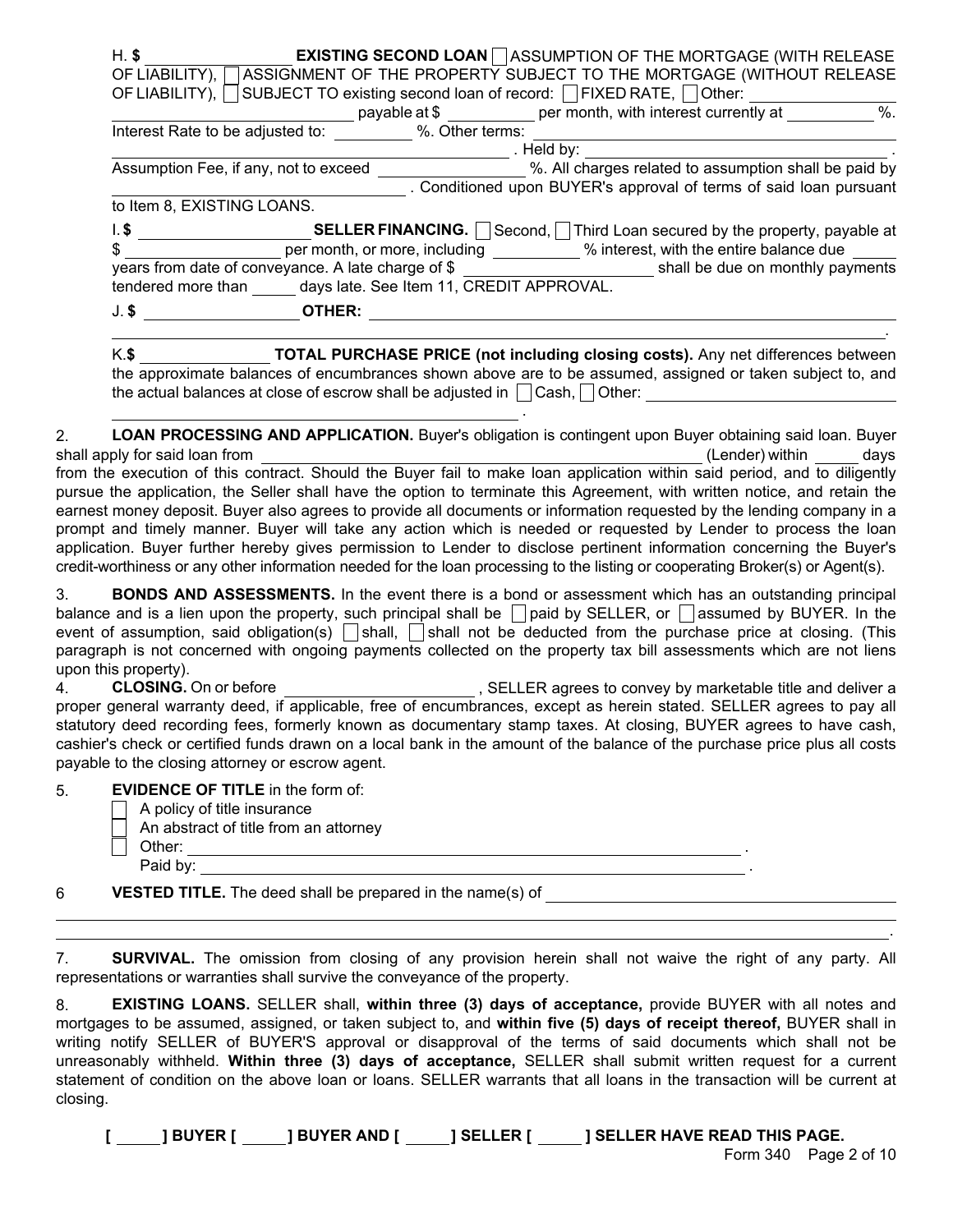H. $ _______________ **EXISTING SECOND LOAN** ☐ ASSUMPTION OF THE MORTGAGE (WITH RELEASE OF LIABILITY), ☐ ASSIGNMENT OF THE PROPERTY SUBJECT TO THE MORTGAGE (WITHOUT RELEASE OF LIABILITY), ☐ SUBJECT TO existing second loan of record: ☐ FIXED RATE, ☐ Other: _______________ _______________ payable at $ __________ per month, with interest currently at __________ %. Interest Rate to be adjusted to: __________ %. Other terms: _______________ _______________. Held by: _______________. Assumption Fee, if any, not to exceed _______________ %. All charges related to assumption shall be paid by _______________. Conditioned upon BUYER's approval of terms of said loan pursuant to Item 8, EXISTING LOANS.

I. $ _______________ **SELLER FINANCING.** ☐ Second, ☐ Third Loan secured by the property, payable at $ _______________ per month, or more, including __________ % interest, with the entire balance due _____ years from date of conveyance. A late charge of $ _______________ shall be due on monthly payments tendered more than _____ days late. See Item 11, CREDIT APPROVAL.

J. $ _______________ **OTHER:** _______________
_______________.

K. $ _______________ **TOTAL PURCHASE PRICE (not including closing costs).** Any net differences between the approximate balances of encumbrances shown above are to be assumed, assigned or taken subject to, and the actual balances at close of escrow shall be adjusted in ☐ Cash, ☐ Other: _______________ _______________.

2. **LOAN PROCESSING AND APPLICATION.** Buyer's obligation is contingent upon Buyer obtaining said loan. Buyer shall apply for said loan from _______________ (Lender) within _____ days from the execution of this contract. Should the Buyer fail to make loan application within said period, and to diligently pursue the application, the Seller shall have the option to terminate this Agreement, with written notice, and retain the earnest money deposit. Buyer also agrees to provide all documents or information requested by the lending company in a prompt and timely manner. Buyer will take any action which is needed or requested by Lender to process the loan application. Buyer further hereby gives permission to Lender to disclose pertinent information concerning the Buyer's credit-worthiness or any other information needed for the loan processing to the listing or cooperating Broker(s) or Agent(s).

3. **BONDS AND ASSESSMENTS.** In the event there is a bond or assessment which has an outstanding principal balance and is a lien upon the property, such principal shall be ☐ paid by SELLER, or ☐ assumed by BUYER. In the event of assumption, said obligation(s) ☐ shall, ☐ shall not be deducted from the purchase price at closing. (This paragraph is not concerned with ongoing payments collected on the property tax bill assessments which are not liens upon this property).

4. **CLOSING.** On or before _______________, SELLER agrees to convey by marketable title and deliver a proper general warranty deed, if applicable, free of encumbrances, except as herein stated. SELLER agrees to pay all statutory deed recording fees, formerly known as documentary stamp taxes. At closing, BUYER agrees to have cash, cashier's check or certified funds drawn on a local bank in the amount of the balance of the purchase price plus all costs payable to the closing attorney or escrow agent.

5. **EVIDENCE OF TITLE** in the form of:
   - ☐ A policy of title insurance
   - ☐ An abstract of title from an attorney
   - ☐ Other: _______________.
   
   Paid by: _______________.

6 **VESTED TITLE.** The deed shall be prepared in the name(s) of _______________
_______________
_______________.

7. **SURVIVAL.** The omission from closing of any provision herein shall not waive the right of any party. All representations or warranties shall survive the conveyance of the property.

8. **EXISTING LOANS.** SELLER shall, **within three (3) days of acceptance,** provide BUYER with all notes and mortgages to be assumed, assigned, or taken subject to, and **within five (5) days of receipt thereof,** BUYER shall in writing notify SELLER of BUYER'S approval or disapproval of the terms of said documents which shall not be unreasonably withheld. **Within three (3) days of acceptance,** SELLER shall submit written request for a current statement of condition on the above loan or loans. SELLER warrants that all loans in the transaction will be current at closing.

**[ _____ ] BUYER [ _____ ] BUYER AND [ _____ ] SELLER [ _____ ] SELLER HAVE READ THIS PAGE.**

Form 340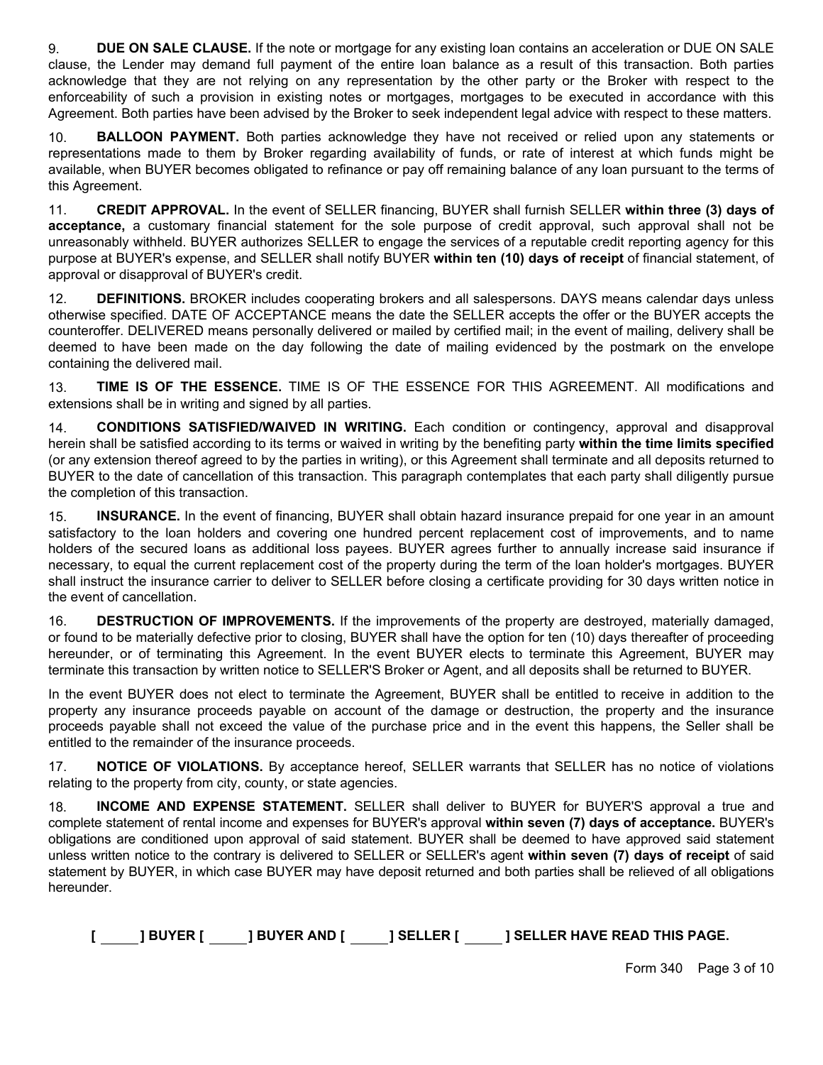9. **DUE ON SALE CLAUSE.** If the note or mortgage for any existing loan contains an acceleration or DUE ON SALE clause, the Lender may demand full payment of the entire loan balance as a result of this transaction. Both parties acknowledge that they are not relying on any representation by the other party or the Broker with respect to the enforceability of such a provision in existing notes or mortgages, mortgages to be executed in accordance with this Agreement. Both parties have been advised by the Broker to seek independent legal advice with respect to these matters.

10. **BALLOON PAYMENT.** Both parties acknowledge they have not received or relied upon any statements or representations made to them by Broker regarding availability of funds, or rate of interest at which funds might be available, when BUYER becomes obligated to refinance or pay off remaining balance of any loan pursuant to the terms of this Agreement.

11. **CREDIT APPROVAL.** In the event of SELLER financing, BUYER shall furnish SELLER **within three (3) days of acceptance,** a customary financial statement for the sole purpose of credit approval, such approval shall not be unreasonably withheld. BUYER authorizes SELLER to engage the services of a reputable credit reporting agency for this purpose at BUYER's expense, and SELLER shall notify BUYER **within ten (10) days of receipt** of financial statement, of approval or disapproval of BUYER's credit.

12. **DEFINITIONS.** BROKER includes cooperating brokers and all salespersons. DAYS means calendar days unless otherwise specified. DATE OF ACCEPTANCE means the date the SELLER accepts the offer or the BUYER accepts the counteroffer. DELIVERED means personally delivered or mailed by certified mail; in the event of mailing, delivery shall be deemed to have been made on the day following the date of mailing evidenced by the postmark on the envelope containing the delivered mail.

13. **TIME IS OF THE ESSENCE.** TIME IS OF THE ESSENCE FOR THIS AGREEMENT. All modifications and extensions shall be in writing and signed by all parties.

14. **CONDITIONS SATISFIED/WAIVED IN WRITING.** Each condition or contingency, approval and disapproval herein shall be satisfied according to its terms or waived in writing by the benefiting party **within the time limits specified** (or any extension thereof agreed to by the parties in writing), or this Agreement shall terminate and all deposits returned to BUYER to the date of cancellation of this transaction. This paragraph contemplates that each party shall diligently pursue the completion of this transaction.

15. **INSURANCE.** In the event of financing, BUYER shall obtain hazard insurance prepaid for one year in an amount satisfactory to the loan holders and covering one hundred percent replacement cost of improvements, and to name holders of the secured loans as additional loss payees. BUYER agrees further to annually increase said insurance if necessary, to equal the current replacement cost of the property during the term of the loan holder's mortgages. BUYER shall instruct the insurance carrier to deliver to SELLER before closing a certificate providing for 30 days written notice in the event of cancellation.

16. **DESTRUCTION OF IMPROVEMENTS.** If the improvements of the property are destroyed, materially damaged, or found to be materially defective prior to closing, BUYER shall have the option for ten (10) days thereafter of proceeding hereunder, or of terminating this Agreement. In the event BUYER elects to terminate this Agreement, BUYER may terminate this transaction by written notice to SELLER'S Broker or Agent, and all deposits shall be returned to BUYER.

In the event BUYER does not elect to terminate the Agreement, BUYER shall be entitled to receive in addition to the property any insurance proceeds payable on account of the damage or destruction, the property and the insurance proceeds payable shall not exceed the value of the purchase price and in the event this happens, the Seller shall be entitled to the remainder of the insurance proceeds.

17. **NOTICE OF VIOLATIONS.** By acceptance hereof, SELLER warrants that SELLER has no notice of violations relating to the property from city, county, or state agencies.

18. **INCOME AND EXPENSE STATEMENT.** SELLER shall deliver to BUYER for BUYER'S approval a true and complete statement of rental income and expenses for BUYER's approval **within seven (7) days of acceptance.** BUYER's obligations are conditioned upon approval of said statement. BUYER shall be deemed to have approved said statement unless written notice to the contrary is delivered to SELLER or SELLER's agent **within seven (7) days of receipt** of said statement by BUYER, in which case BUYER may have deposit returned and both parties shall be relieved of all obligations hereunder.

**[ _____ ] BUYER [ _____ ] BUYER AND [ _____ ] SELLER [ _____ ] SELLER HAVE READ THIS PAGE.**

Form 340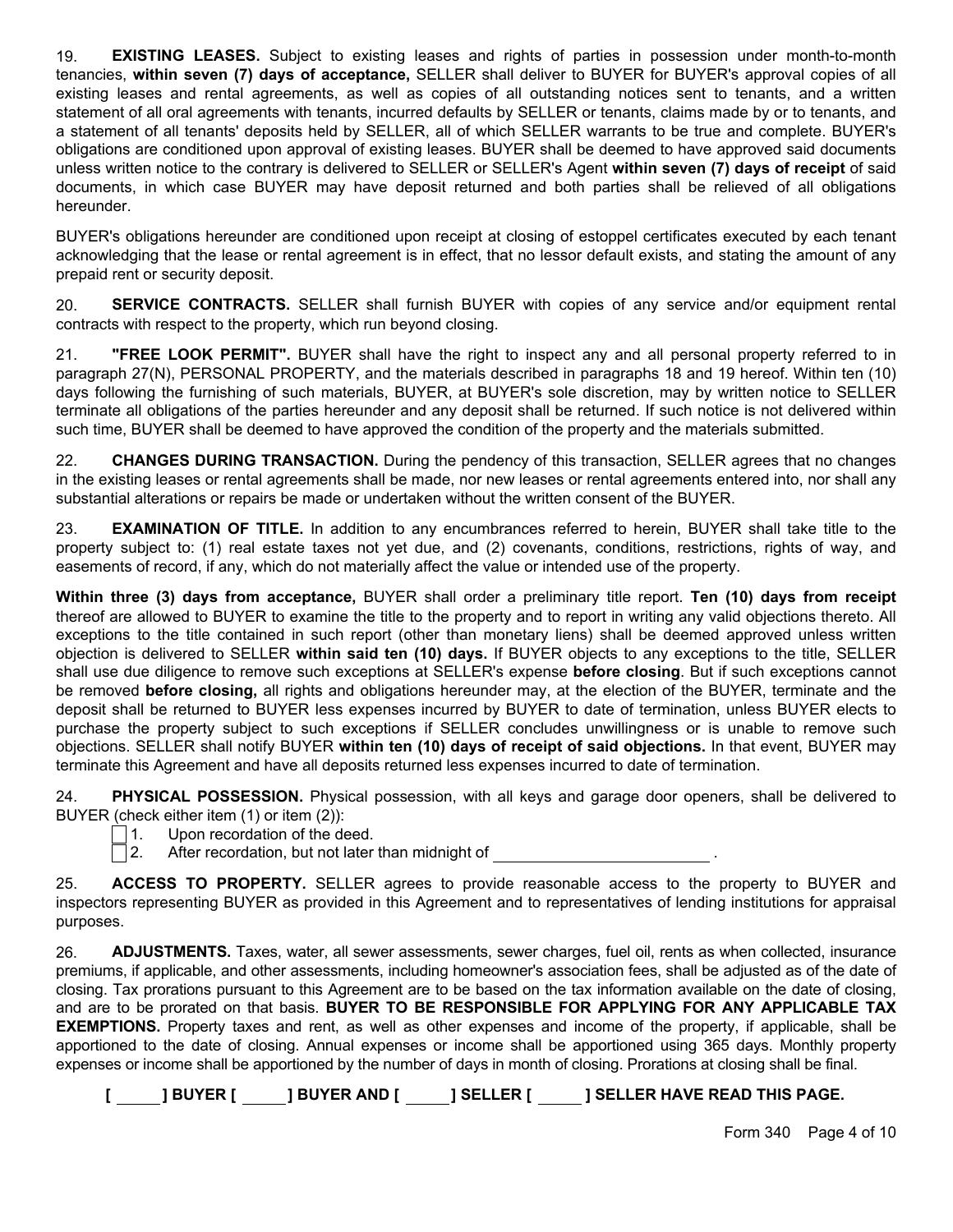19. **EXISTING LEASES.** Subject to existing leases and rights of parties in possession under month-to-month tenancies, **within seven (7) days of acceptance,** SELLER shall deliver to BUYER for BUYER's approval copies of all existing leases and rental agreements, as well as copies of all outstanding notices sent to tenants, and a written statement of all oral agreements with tenants, incurred defaults by SELLER or tenants, claims made by or to tenants, and a statement of all tenants' deposits held by SELLER, all of which SELLER warrants to be true and complete. BUYER's obligations are conditioned upon approval of existing leases. BUYER shall be deemed to have approved said documents unless written notice to the contrary is delivered to SELLER or SELLER's Agent **within seven (7) days of receipt** of said documents, in which case BUYER may have deposit returned and both parties shall be relieved of all obligations hereunder.

BUYER's obligations hereunder are conditioned upon receipt at closing of estoppel certificates executed by each tenant acknowledging that the lease or rental agreement is in effect, that no lessor default exists, and stating the amount of any prepaid rent or security deposit.

20. **SERVICE CONTRACTS.** SELLER shall furnish BUYER with copies of any service and/or equipment rental contracts with respect to the property, which run beyond closing.

21. **"FREE LOOK PERMIT".** BUYER shall have the right to inspect any and all personal property referred to in paragraph 27(N), PERSONAL PROPERTY, and the materials described in paragraphs 18 and 19 hereof. Within ten (10) days following the furnishing of such materials, BUYER, at BUYER's sole discretion, may by written notice to SELLER terminate all obligations of the parties hereunder and any deposit shall be returned. If such notice is not delivered within such time, BUYER shall be deemed to have approved the condition of the property and the materials submitted.

22. **CHANGES DURING TRANSACTION.** During the pendency of this transaction, SELLER agrees that no changes in the existing leases or rental agreements shall be made, nor new leases or rental agreements entered into, nor shall any substantial alterations or repairs be made or undertaken without the written consent of the BUYER.

23. **EXAMINATION OF TITLE.** In addition to any encumbrances referred to herein, BUYER shall take title to the property subject to: (1) real estate taxes not yet due, and (2) covenants, conditions, restrictions, rights of way, and easements of record, if any, which do not materially affect the value or intended use of the property.

**Within three (3) days from acceptance,** BUYER shall order a preliminary title report. **Ten (10) days from receipt** thereof are allowed to BUYER to examine the title to the property and to report in writing any valid objections thereto. All exceptions to the title contained in such report (other than monetary liens) shall be deemed approved unless written objection is delivered to SELLER **within said ten (10) days.** If BUYER objects to any exceptions to the title, SELLER shall use due diligence to remove such exceptions at SELLER's expense **before closing**. But if such exceptions cannot be removed **before closing,** all rights and obligations hereunder may, at the election of the BUYER, terminate and the deposit shall be returned to BUYER less expenses incurred by BUYER to date of termination, unless BUYER elects to purchase the property subject to such exceptions if SELLER concludes unwillingness or is unable to remove such objections. SELLER shall notify BUYER **within ten (10) days of receipt of said objections.** In that event, BUYER may terminate this Agreement and have all deposits returned less expenses incurred to date of termination.

24. **PHYSICAL POSSESSION.** Physical possession, with all keys and garage door openers, shall be delivered to BUYER (check either item (1) or item (2)):

☐ 1. Upon recordation of the deed.
☐ 2. After recordation, but not later than midnight of \_\_\_\_\_\_\_\_\_\_\_\_\_\_\_\_\_\_\_\_\_\_\_\_ .

25. **ACCESS TO PROPERTY.** SELLER agrees to provide reasonable access to the property to BUYER and inspectors representing BUYER as provided in this Agreement and to representatives of lending institutions for appraisal purposes.

26. **ADJUSTMENTS.** Taxes, water, all sewer assessments, sewer charges, fuel oil, rents as when collected, insurance premiums, if applicable, and other assessments, including homeowner's association fees, shall be adjusted as of the date of closing. Tax prorations pursuant to this Agreement are to be based on the tax information available on the date of closing, and are to be prorated on that basis. **BUYER TO BE RESPONSIBLE FOR APPLYING FOR ANY APPLICABLE TAX EXEMPTIONS.** Property taxes and rent, as well as other expenses and income of the property, if applicable, shall be apportioned to the date of closing. Annual expenses or income shall be apportioned using 365 days. Monthly property expenses or income shall be apportioned by the number of days in month of closing. Prorations at closing shall be final.

**[ \_\_\_\_\_ ] BUYER [ \_\_\_\_\_ ] BUYER AND [ \_\_\_\_\_ ] SELLER [ \_\_\_\_\_ ] SELLER HAVE READ THIS PAGE.**

Form 340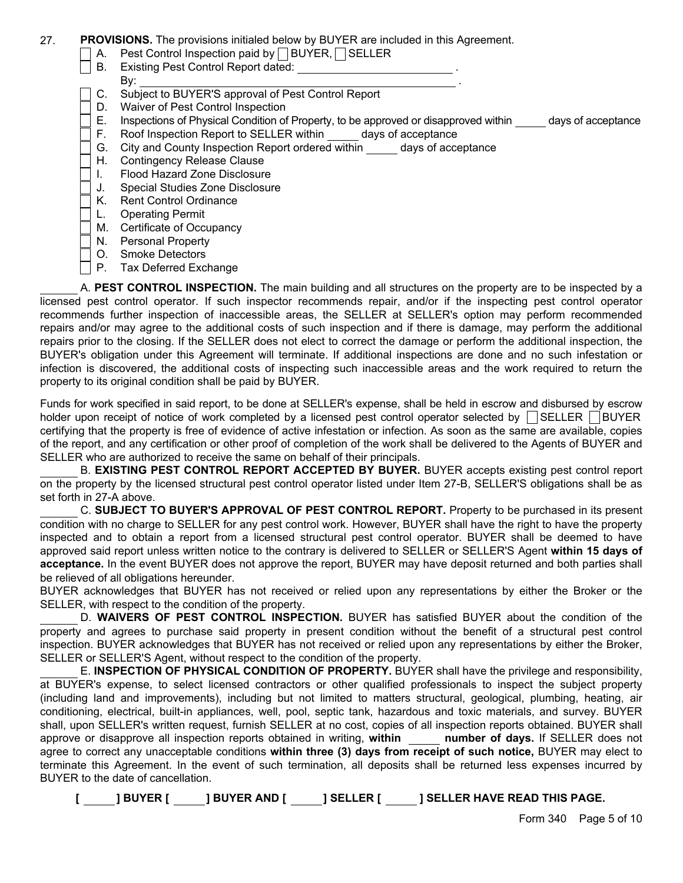27. **PROVISIONS.** The provisions initialed below by BUYER are included in this Agreement.

- ☐ A. Pest Control Inspection paid by ☐ BUYER, ☐ SELLER
- ☐ B. Existing Pest Control Report dated: ________________________ .
  By: ________________________________________________ .
- ☐ C. Subject to BUYER'S approval of Pest Control Report
- ☐ D. Waiver of Pest Control Inspection
- ☐ E. Inspections of Physical Condition of Property, to be approved or disapproved within _____ days of acceptance
- ☐ F. Roof Inspection Report to SELLER within _____ days of acceptance
- ☐ G. City and County Inspection Report ordered within _____ days of acceptance
- ☐ H. Contingency Release Clause
- ☐ I. Flood Hazard Zone Disclosure
- ☐ J. Special Studies Zone Disclosure
- ☐ K. Rent Control Ordinance
- ☐ L. Operating Permit
- ☐ M. Certificate of Occupancy
- ☐ N. Personal Property
- ☐ O. Smoke Detectors
- ☐ P. Tax Deferred Exchange

______ A. **PEST CONTROL INSPECTION.** The main building and all structures on the property are to be inspected by a licensed pest control operator. If such inspector recommends repair, and/or if the inspecting pest control operator recommends further inspection of inaccessible areas, the SELLER at SELLER's option may perform recommended repairs and/or may agree to the additional costs of such inspection and if there is damage, may perform the additional repairs prior to the closing. If the SELLER does not elect to correct the damage or perform the additional inspection, the BUYER's obligation under this Agreement will terminate. If additional inspections are done and no such infestation or infection is discovered, the additional costs of inspecting such inaccessible areas and the work required to return the property to its original condition shall be paid by BUYER.

Funds for work specified in said report, to be done at SELLER's expense, shall be held in escrow and disbursed by escrow holder upon receipt of notice of work completed by a licensed pest control operator selected by ☐ SELLER ☐ BUYER certifying that the property is free of evidence of active infestation or infection. As soon as the same are available, copies of the report, and any certification or other proof of completion of the work shall be delivered to the Agents of BUYER and SELLER who are authorized to receive the same on behalf of their principals.

______ B. **EXISTING PEST CONTROL REPORT ACCEPTED BY BUYER.** BUYER accepts existing pest control report on the property by the licensed structural pest control operator listed under Item 27-B, SELLER'S obligations shall be as set forth in 27-A above.

______ C. **SUBJECT TO BUYER'S APPROVAL OF PEST CONTROL REPORT.** Property to be purchased in its present condition with no charge to SELLER for any pest control work. However, BUYER shall have the right to have the property inspected and to obtain a report from a licensed structural pest control operator. BUYER shall be deemed to have approved said report unless written notice to the contrary is delivered to SELLER or SELLER'S Agent **within 15 days of acceptance.** In the event BUYER does not approve the report, BUYER may have deposit returned and both parties shall be relieved of all obligations hereunder.

BUYER acknowledges that BUYER has not received or relied upon any representations by either the Broker or the SELLER, with respect to the condition of the property.

______ D. **WAIVERS OF PEST CONTROL INSPECTION.** BUYER has satisfied BUYER about the condition of the property and agrees to purchase said property in present condition without the benefit of a structural pest control inspection. BUYER acknowledges that BUYER has not received or relied upon any representations by either the Broker, SELLER or SELLER'S Agent, without respect to the condition of the property.

______ E. **INSPECTION OF PHYSICAL CONDITION OF PROPERTY.** BUYER shall have the privilege and responsibility, at BUYER's expense, to select licensed contractors or other qualified professionals to inspect the subject property (including land and improvements), including but not limited to matters structural, geological, plumbing, heating, air conditioning, electrical, built-in appliances, well, pool, septic tank, hazardous and toxic materials, and survey. BUYER shall, upon SELLER's written request, furnish SELLER at no cost, copies of all inspection reports obtained. BUYER shall approve or disapprove all inspection reports obtained in writing, **within _____ number of days.** If SELLER does not agree to correct any unacceptable conditions **within three (3) days from receipt of such notice,** BUYER may elect to terminate this Agreement. In the event of such termination, all deposits shall be returned less expenses incurred by BUYER to the date of cancellation.

**[ _____ ] BUYER [ _____ ] BUYER AND [ _____ ] SELLER [ _____ ] SELLER HAVE READ THIS PAGE.**

Form 340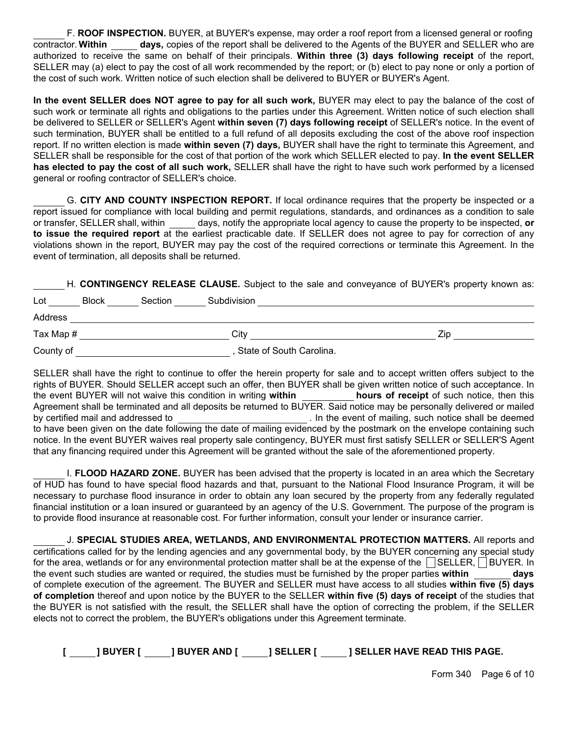______ F. **ROOF INSPECTION.** BUYER, at BUYER's expense, may order a roof report from a licensed general or roofing contractor. **Within _____ days,** copies of the report shall be delivered to the Agents of the BUYER and SELLER who are authorized to receive the same on behalf of their principals. **Within three (3) days following receipt** of the report, SELLER may (a) elect to pay the cost of all work recommended by the report; or (b) elect to pay none or only a portion of the cost of such work. Written notice of such election shall be delivered to BUYER or BUYER's Agent.

**In the event SELLER does NOT agree to pay for all such work,** BUYER may elect to pay the balance of the cost of such work or terminate all rights and obligations to the parties under this Agreement. Written notice of such election shall be delivered to SELLER or SELLER's Agent **within seven (7) days following receipt** of SELLER's notice. In the event of such termination, BUYER shall be entitled to a full refund of all deposits excluding the cost of the above roof inspection report. If no written election is made **within seven (7) days,** BUYER shall have the right to terminate this Agreement, and SELLER shall be responsible for the cost of that portion of the work which SELLER elected to pay. **In the event SELLER has elected to pay the cost of all such work,** SELLER shall have the right to have such work performed by a licensed general or roofing contractor of SELLER's choice.

______ G. **CITY AND COUNTY INSPECTION REPORT.** If local ordinance requires that the property be inspected or a report issued for compliance with local building and permit regulations, standards, and ordinances as a condition to sale or transfer, SELLER shall, within _____ days, notify the appropriate local agency to cause the property to be inspected, **or to issue the required report** at the earliest practicable date. If SELLER does not agree to pay for correction of any violations shown in the report, BUYER may pay the cost of the required corrections or terminate this Agreement. In the event of termination, all deposits shall be returned.

______ H. **CONTINGENCY RELEASE CLAUSE.** Subject to the sale and conveyance of BUYER's property known as:

Lot ______ Block ______ Section ______ Subdivision ______________________________

Address ______________________________

Tax Map # ______________________ City ______________________ Zip ____________

County of ______________________, State of South Carolina.

SELLER shall have the right to continue to offer the herein property for sale and to accept written offers subject to the rights of BUYER. Should SELLER accept such an offer, then BUYER shall be given written notice of such acceptance. In the event BUYER will not waive this condition in writing **within __________ hours of receipt** of such notice, then this Agreement shall be terminated and all deposits be returned to BUYER. Said notice may be personally delivered or mailed by certified mail and addressed to ______________________. In the event of mailing, such notice shall be deemed to have been given on the date following the date of mailing evidenced by the postmark on the envelope containing such notice. In the event BUYER waives real property sale contingency, BUYER must first satisfy SELLER or SELLER'S Agent that any financing required under this Agreement will be granted without the sale of the aforementioned property.

______ I. **FLOOD HAZARD ZONE.** BUYER has been advised that the property is located in an area which the Secretary of HUD has found to have special flood hazards and that, pursuant to the National Flood Insurance Program, it will be necessary to purchase flood insurance in order to obtain any loan secured by the property from any federally regulated financial institution or a loan insured or guaranteed by an agency of the U.S. Government. The purpose of the program is to provide flood insurance at reasonable cost. For further information, consult your lender or insurance carrier.

______ J. **SPECIAL STUDIES AREA, WETLANDS, AND ENVIRONMENTAL PROTECTION MATTERS.** All reports and certifications called for by the lending agencies and any governmental body, by the BUYER concerning any special study for the area, wetlands or for any environmental protection matter shall be at the expense of the ☐ SELLER, ☐ BUYER. In the event such studies are wanted or required, the studies must be furnished by the proper parties **within _______ days** of complete execution of the agreement. The BUYER and SELLER must have access to all studies **within five (5) days of completion** thereof and upon notice by the BUYER to the SELLER **within five (5) days of receipt** of the studies that the BUYER is not satisfied with the result, the SELLER shall have the option of correcting the problem, if the SELLER elects not to correct the problem, the BUYER's obligations under this Agreement terminate.

**[ _____ ] BUYER [ _____ ] BUYER AND [ _____ ] SELLER [ _____ ] SELLER HAVE READ THIS PAGE.**

Form 340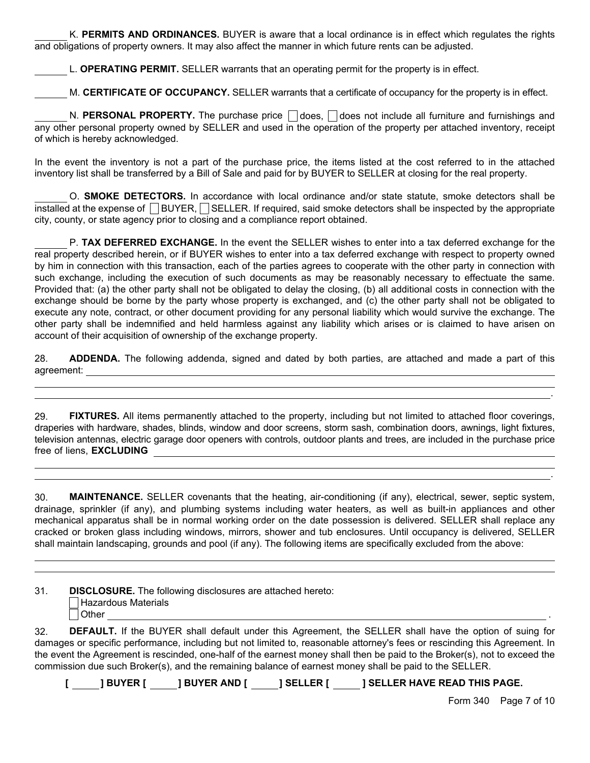______ K. **PERMITS AND ORDINANCES.** BUYER is aware that a local ordinance is in effect which regulates the rights and obligations of property owners. It may also affect the manner in which future rents can be adjusted.

______ L. **OPERATING PERMIT.** SELLER warrants that an operating permit for the property is in effect.

______ M. **CERTIFICATE OF OCCUPANCY.** SELLER warrants that a certificate of occupancy for the property is in effect.

______ N. **PERSONAL PROPERTY.** The purchase price ☐ does, ☐ does not include all furniture and furnishings and any other personal property owned by SELLER and used in the operation of the property per attached inventory, receipt of which is hereby acknowledged.

In the event the inventory is not a part of the purchase price, the items listed at the cost referred to in the attached inventory list shall be transferred by a Bill of Sale and paid for by BUYER to SELLER at closing for the real property.

______ O. **SMOKE DETECTORS.** In accordance with local ordinance and/or state statute, smoke detectors shall be installed at the expense of ☐ BUYER, ☐ SELLER. If required, said smoke detectors shall be inspected by the appropriate city, county, or state agency prior to closing and a compliance report obtained.

______ P. **TAX DEFERRED EXCHANGE.** In the event the SELLER wishes to enter into a tax deferred exchange for the real property described herein, or if BUYER wishes to enter into a tax deferred exchange with respect to property owned by him in connection with this transaction, each of the parties agrees to cooperate with the other party in connection with such exchange, including the execution of such documents as may be reasonably necessary to effectuate the same. Provided that: (a) the other party shall not be obligated to delay the closing, (b) all additional costs in connection with the exchange should be borne by the party whose property is exchanged, and (c) the other party shall not be obligated to execute any note, contract, or other document providing for any personal liability which would survive the exchange. The other party shall be indemnified and held harmless against any liability which arises or is claimed to have arisen on account of their acquisition of ownership of the exchange property.

28. **ADDENDA.** The following addenda, signed and dated by both parties, are attached and made a part of this agreement: ______________________________________________________________________

______________________________________________________________________

______________________________________________________________________.

29. **FIXTURES.** All items permanently attached to the property, including but not limited to attached floor coverings, draperies with hardware, shades, blinds, window and door screens, storm sash, combination doors, awnings, light fixtures, television antennas, electric garage door openers with controls, outdoor plants and trees, are included in the purchase price free of liens, **EXCLUDING** ______________________________________________________________________

______________________________________________________________________

______________________________________________________________________.

30. **MAINTENANCE.** SELLER covenants that the heating, air-conditioning (if any), electrical, sewer, septic system, drainage, sprinkler (if any), and plumbing systems including water heaters, as well as built-in appliances and other mechanical apparatus shall be in normal working order on the date possession is delivered. SELLER shall replace any cracked or broken glass including windows, mirrors, shower and tub enclosures. Until occupancy is delivered, SELLER shall maintain landscaping, grounds and pool (if any). The following items are specifically excluded from the above:

______________________________________________________________________

______________________________________________________________________

31. **DISCLOSURE.** The following disclosures are attached hereto:

☐ Hazardous Materials

☐ Other ______________________________________________________________________.

32. **DEFAULT.** If the BUYER shall default under this Agreement, the SELLER shall have the option of suing for damages or specific performance, including but not limited to, reasonable attorney's fees or rescinding this Agreement. In the event the Agreement is rescinded, one-half of the earnest money shall then be paid to the Broker(s), not to exceed the commission due such Broker(s), and the remaining balance of earnest money shall be paid to the SELLER.

**[ ______ ] BUYER [ ______ ] BUYER AND [ ______ ] SELLER [ ______ ] SELLER HAVE READ THIS PAGE.**

Form 340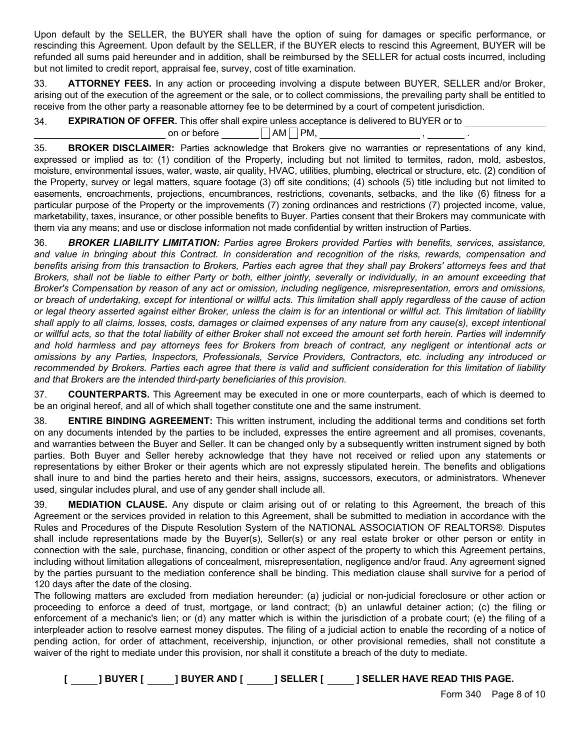Upon default by the SELLER, the BUYER shall have the option of suing for damages or specific performance, or rescinding this Agreement. Upon default by the SELLER, if the BUYER elects to rescind this Agreement, BUYER will be refunded all sums paid hereunder and in addition, shall be reimbursed by the SELLER for actual costs incurred, including but not limited to credit report, appraisal fee, survey, cost of title examination.

33. **ATTORNEY FEES.** In any action or proceeding involving a dispute between BUYER, SELLER and/or Broker, arising out of the execution of the agreement or the sale, or to collect commissions, the prevailing party shall be entitled to receive from the other party a reasonable attorney fee to be determined by a court of competent jurisdiction.

34. **EXPIRATION OF OFFER.** This offer shall expire unless acceptance is delivered to BUYER or to ________________ ________________________ on or before ________ ☐ AM ☐ PM, ____________________ , ________ .

35. **BROKER DISCLAIMER:** Parties acknowledge that Brokers give no warranties or representations of any kind, expressed or implied as to: (1) condition of the Property, including but not limited to termites, radon, mold, asbestos, moisture, environmental issues, water, waste, air quality, HVAC, utilities, plumbing, electrical or structure, etc. (2) condition of the Property, survey or legal matters, square footage (3) off site conditions; (4) schools (5) title including but not limited to easements, encroachments, projections, encumbrances, restrictions, covenants, setbacks, and the like (6) fitness for a particular purpose of the Property or the improvements (7) zoning ordinances and restrictions (7) projected income, value, marketability, taxes, insurance, or other possible benefits to Buyer. Parties consent that their Brokers may communicate with them via any means; and use or disclose information not made confidential by written instruction of Parties.

36. ***BROKER LIABILITY LIMITATION:*** *Parties agree Brokers provided Parties with benefits, services, assistance, and value in bringing about this Contract. In consideration and recognition of the risks, rewards, compensation and benefits arising from this transaction to Brokers, Parties each agree that they shall pay Brokers' attorneys fees and that Brokers, shall not be liable to either Party or both, either jointly, severally or individually, in an amount exceeding that Broker's Compensation by reason of any act or omission, including negligence, misrepresentation, errors and omissions, or breach of undertaking, except for intentional or willful acts. This limitation shall apply regardless of the cause of action or legal theory asserted against either Broker, unless the claim is for an intentional or willful act. This limitation of liability shall apply to all claims, losses, costs, damages or claimed expenses of any nature from any cause(s), except intentional or willful acts, so that the total liability of either Broker shall not exceed the amount set forth herein. Parties will indemnify and hold harmless and pay attorneys fees for Brokers from breach of contract, any negligent or intentional acts or omissions by any Parties, Inspectors, Professionals, Service Providers, Contractors, etc. including any introduced or recommended by Brokers. Parties each agree that there is valid and sufficient consideration for this limitation of liability and that Brokers are the intended third-party beneficiaries of this provision.*

37. **COUNTERPARTS.** This Agreement may be executed in one or more counterparts, each of which is deemed to be an original hereof, and all of which shall together constitute one and the same instrument.

38. **ENTIRE BINDING AGREEMENT:** This written instrument, including the additional terms and conditions set forth on any documents intended by the parties to be included, expresses the entire agreement and all promises, covenants, and warranties between the Buyer and Seller. It can be changed only by a subsequently written instrument signed by both parties. Both Buyer and Seller hereby acknowledge that they have not received or relied upon any statements or representations by either Broker or their agents which are not expressly stipulated herein. The benefits and obligations shall inure to and bind the parties hereto and their heirs, assigns, successors, executors, or administrators. Whenever used, singular includes plural, and use of any gender shall include all.

39. **MEDIATION CLAUSE.** Any dispute or claim arising out of or relating to this Agreement, the breach of this Agreement or the services provided in relation to this Agreement, shall be submitted to mediation in accordance with the Rules and Procedures of the Dispute Resolution System of the NATIONAL ASSOCIATION OF REALTORS®. Disputes shall include representations made by the Buyer(s), Seller(s) or any real estate broker or other person or entity in connection with the sale, purchase, financing, condition or other aspect of the property to which this Agreement pertains, including without limitation allegations of concealment, misrepresentation, negligence and/or fraud. Any agreement signed by the parties pursuant to the mediation conference shall be binding. This mediation clause shall survive for a period of 120 days after the date of the closing.

The following matters are excluded from mediation hereunder: (a) judicial or non-judicial foreclosure or other action or proceeding to enforce a deed of trust, mortgage, or land contract; (b) an unlawful detainer action; (c) the filing or enforcement of a mechanic's lien; or (d) any matter which is within the jurisdiction of a probate court; (e) the filing of a interpleader action to resolve earnest money disputes. The filing of a judicial action to enable the recording of a notice of pending action, for order of attachment, receivership, injunction, or other provisional remedies, shall not constitute a waiver of the right to mediate under this provision, nor shall it constitute a breach of the duty to mediate.

**[ _____ ] BUYER [ _____ ] BUYER AND [ _____ ] SELLER [ _____ ] SELLER HAVE READ THIS PAGE.**

Form 340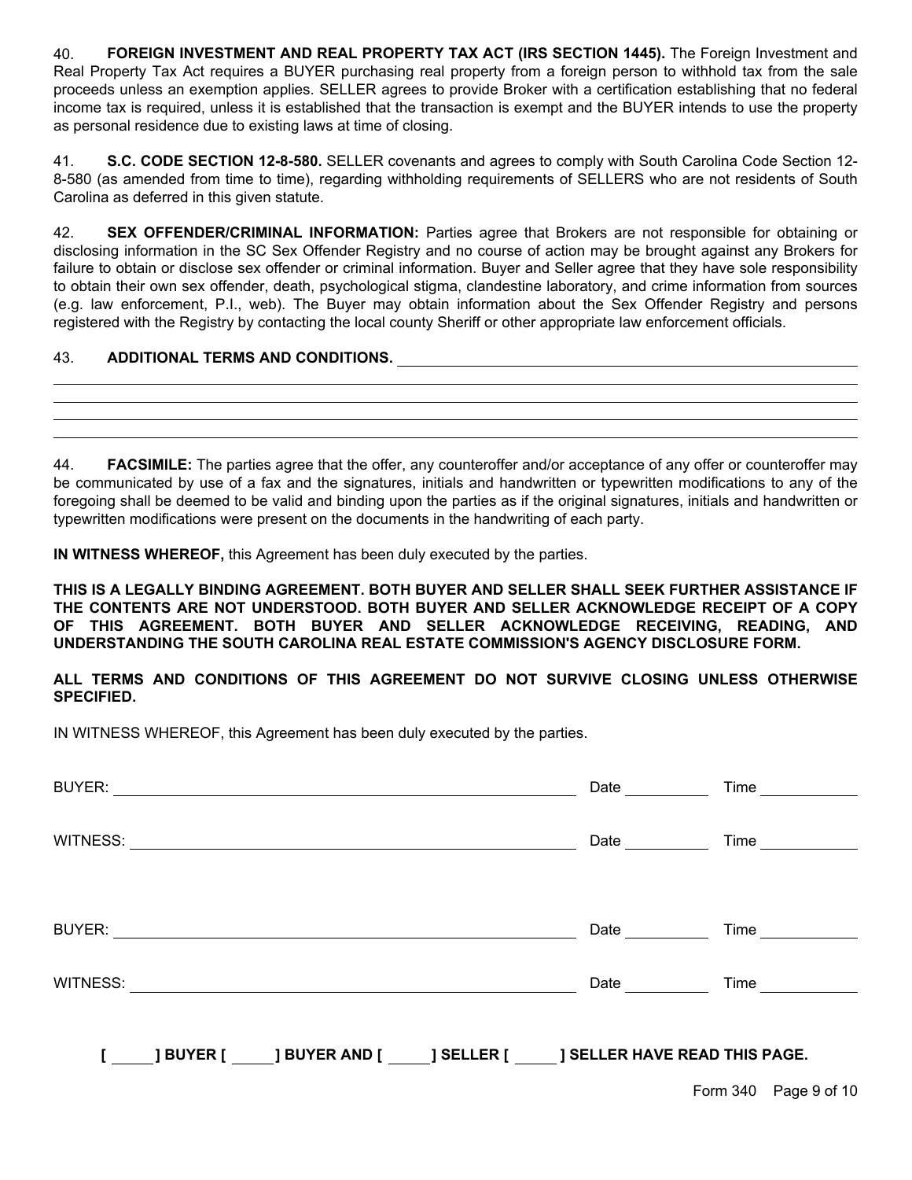40. **FOREIGN INVESTMENT AND REAL PROPERTY TAX ACT (IRS SECTION 1445).** The Foreign Investment and Real Property Tax Act requires a BUYER purchasing real property from a foreign person to withhold tax from the sale proceeds unless an exemption applies. SELLER agrees to provide Broker with a certification establishing that no federal income tax is required, unless it is established that the transaction is exempt and the BUYER intends to use the property as personal residence due to existing laws at time of closing.

41. **S.C. CODE SECTION 12-8-580.** SELLER covenants and agrees to comply with South Carolina Code Section 12-8-580 (as amended from time to time), regarding withholding requirements of SELLERS who are not residents of South Carolina as deferred in this given statute.

42. **SEX OFFENDER/CRIMINAL INFORMATION:** Parties agree that Brokers are not responsible for obtaining or disclosing information in the SC Sex Offender Registry and no course of action may be brought against any Brokers for failure to obtain or disclose sex offender or criminal information. Buyer and Seller agree that they have sole responsibility to obtain their own sex offender, death, psychological stigma, clandestine laboratory, and crime information from sources (e.g. law enforcement, P.I., web). The Buyer may obtain information about the Sex Offender Registry and persons registered with the Registry by contacting the local county Sheriff or other appropriate law enforcement officials.

43. **ADDITIONAL TERMS AND CONDITIONS.** ______________________________________________________________

______________________________________________________________________________________________

______________________________________________________________________________________________

______________________________________________________________________________________________

______________________________________________________________________________________________

44. **FACSIMILE:** The parties agree that the offer, any counteroffer and/or acceptance of any offer or counteroffer may be communicated by use of a fax and the signatures, initials and handwritten or typewritten modifications to any of the foregoing shall be deemed to be valid and binding upon the parties as if the original signatures, initials and handwritten or typewritten modifications were present on the documents in the handwriting of each party.

**IN WITNESS WHEREOF,** this Agreement has been duly executed by the parties.

**THIS IS A LEGALLY BINDING AGREEMENT. BOTH BUYER AND SELLER SHALL SEEK FURTHER ASSISTANCE IF THE CONTENTS ARE NOT UNDERSTOOD. BOTH BUYER AND SELLER ACKNOWLEDGE RECEIPT OF A COPY OF THIS AGREEMENT. BOTH BUYER AND SELLER ACKNOWLEDGE RECEIVING, READING, AND UNDERSTANDING THE SOUTH CAROLINA REAL ESTATE COMMISSION'S AGENCY DISCLOSURE FORM.**

**ALL TERMS AND CONDITIONS OF THIS AGREEMENT DO NOT SURVIVE CLOSING UNLESS OTHERWISE SPECIFIED.**

IN WITNESS WHEREOF, this Agreement has been duly executed by the parties.

BUYER: ____________________________________________ Date __________ Time ____________

WITNESS: __________________________________________ Date __________ Time ____________

BUYER: ____________________________________________ Date __________ Time ____________

WITNESS: __________________________________________ Date __________ Time ____________

**[ _____ ] BUYER [ _____ ] BUYER AND [ _____ ] SELLER [ _____ ] SELLER HAVE READ THIS PAGE.**

Form 340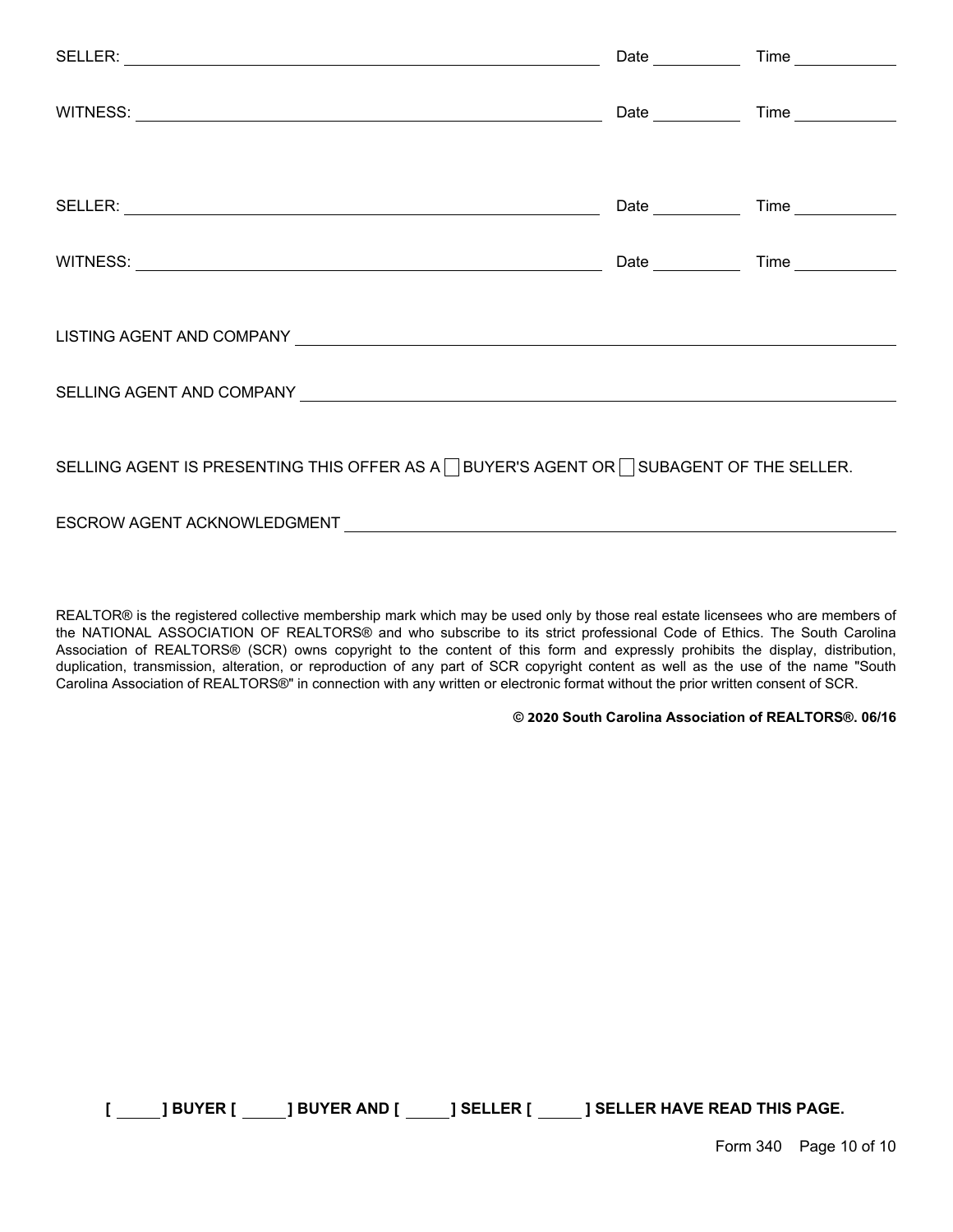SELLER: ______________________________________________ Date __________ Time ____________

WITNESS: ______________________________________________ Date __________ Time ____________

SELLER: ______________________________________________ Date __________ Time ____________

WITNESS: ______________________________________________ Date __________ Time ____________

LISTING AGENT AND COMPANY ______________________________________________

SELLING AGENT AND COMPANY ______________________________________________

SELLING AGENT IS PRESENTING THIS OFFER AS A ☐ BUYER'S AGENT OR ☐ SUBAGENT OF THE SELLER.

ESCROW AGENT ACKNOWLEDGMENT ______________________________________________

REALTOR® is the registered collective membership mark which may be used only by those real estate licensees who are members of the NATIONAL ASSOCIATION OF REALTORS® and who subscribe to its strict professional Code of Ethics. The South Carolina Association of REALTORS® (SCR) owns copyright to the content of this form and expressly prohibits the display, distribution, duplication, transmission, alteration, or reproduction of any part of SCR copyright content as well as the use of the name "South Carolina Association of REALTORS®" in connection with any written or electronic format without the prior written consent of SCR.

**© 2020 South Carolina Association of REALTORS®. 06/16**

**[ _____ ] BUYER [ _____ ] BUYER AND [ _____ ] SELLER [ _____ ] SELLER HAVE READ THIS PAGE.**

Form 340